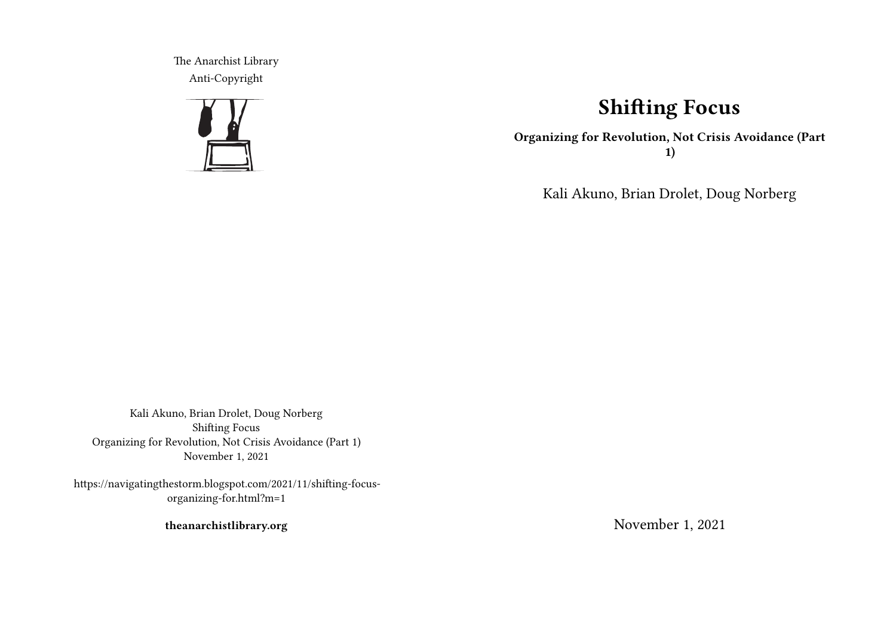The Anarchist Library
Anti-Copyright

Kali Akuno, Brian Drolet, Doug Norberg
Shifting Focus
Organizing for Revolution, Not Crisis Avoidance (Part 1)
November 1, 2021

https://navigatingthestorm.blogspot.com/2021/11/shifting-focus-organizing-for.html?m=1

**theanarchistlibrary.org**

# Shifting Focus

**Organizing for Revolution, Not Crisis Avoidance (Part 1)**

Kali Akuno, Brian Drolet, Doug Norberg

November 1, 2021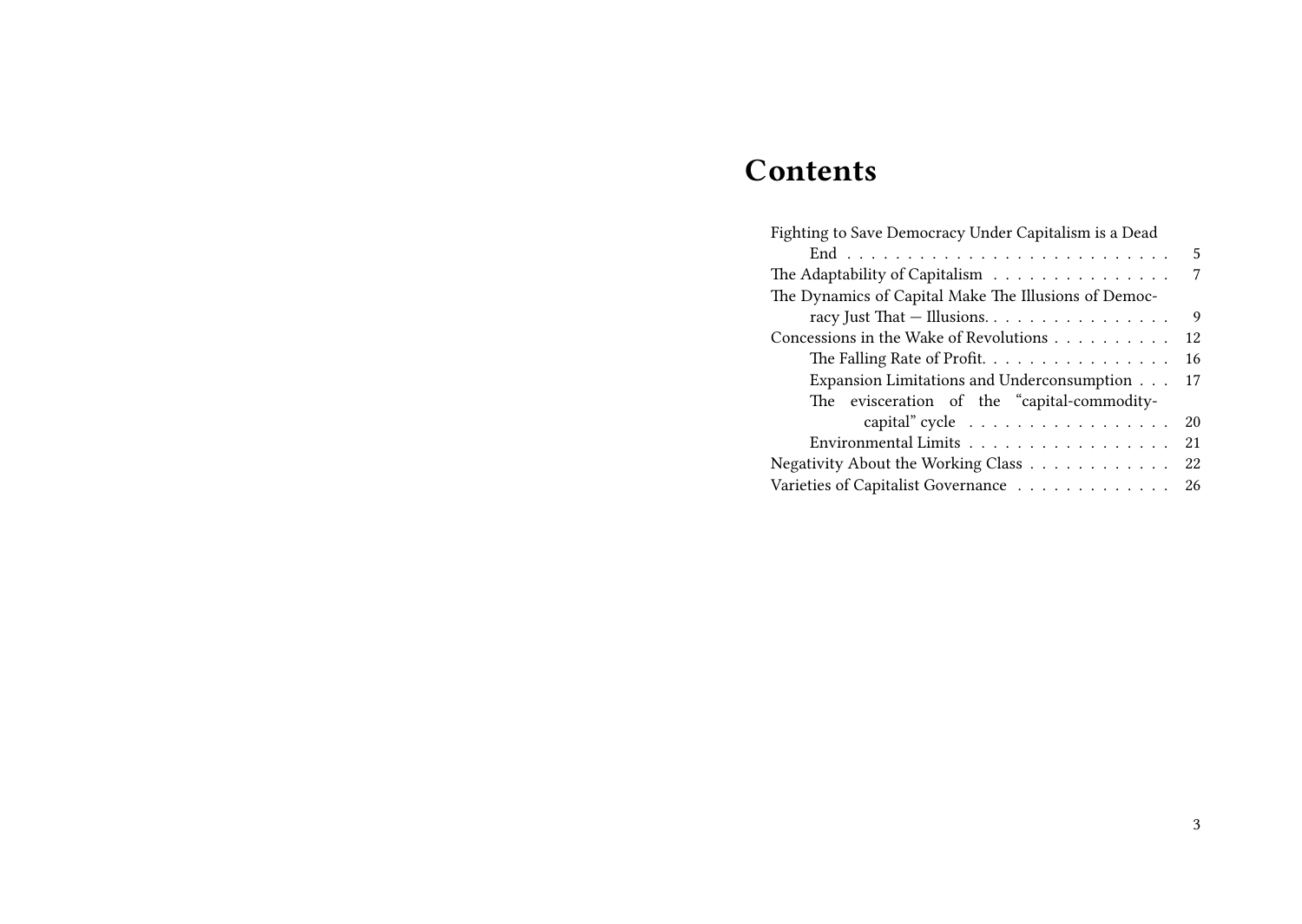# Contents

- Fighting to Save Democracy Under Capitalism is a Dead End . . . 5
- The Adaptability of Capitalism . . . 7
- The Dynamics of Capital Make The Illusions of Democracy Just That — Illusions. . . . 9
- Concessions in the Wake of Revolutions . . . 12
  - The Falling Rate of Profit. . . . 16
  - Expansion Limitations and Underconsumption . . . 17
  - The evisceration of the “capital-commodity-capital” cycle . . . 20
  - Environmental Limits . . . 21
- Negativity About the Working Class . . . 22
- Varieties of Capitalist Governance . . . 26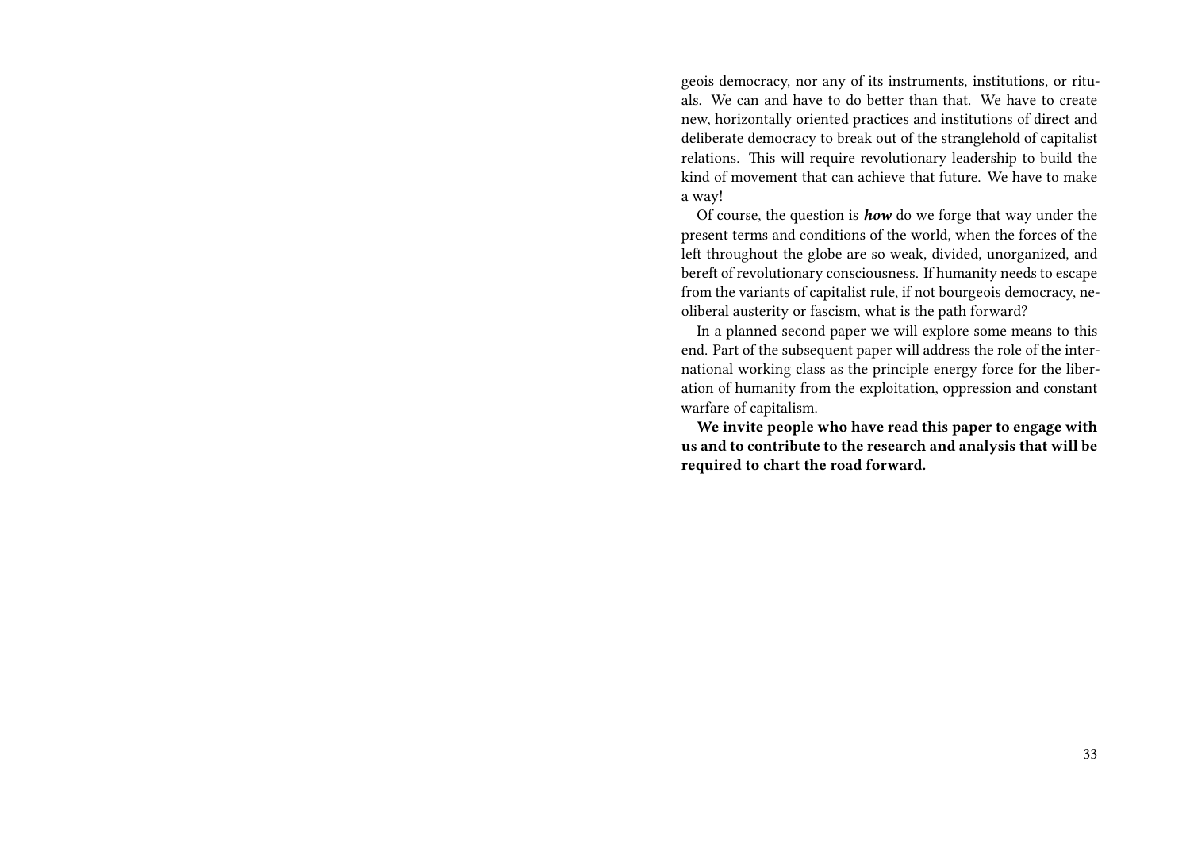geois democracy, nor any of its instruments, institutions, or rituals. We can and have to do better than that. We have to create new, horizontally oriented practices and institutions of direct and deliberate democracy to break out of the stranglehold of capitalist relations. This will require revolutionary leadership to build the kind of movement that can achieve that future. We have to make a way!

Of course, the question is ***how*** do we forge that way under the present terms and conditions of the world, when the forces of the left throughout the globe are so weak, divided, unorganized, and bereft of revolutionary consciousness. If humanity needs to escape from the variants of capitalist rule, if not bourgeois democracy, neoliberal austerity or fascism, what is the path forward?

In a planned second paper we will explore some means to this end. Part of the subsequent paper will address the role of the international working class as the principle energy force for the liberation of humanity from the exploitation, oppression and constant warfare of capitalism.

**We invite people who have read this paper to engage with us and to contribute to the research and analysis that will be required to chart the road forward.**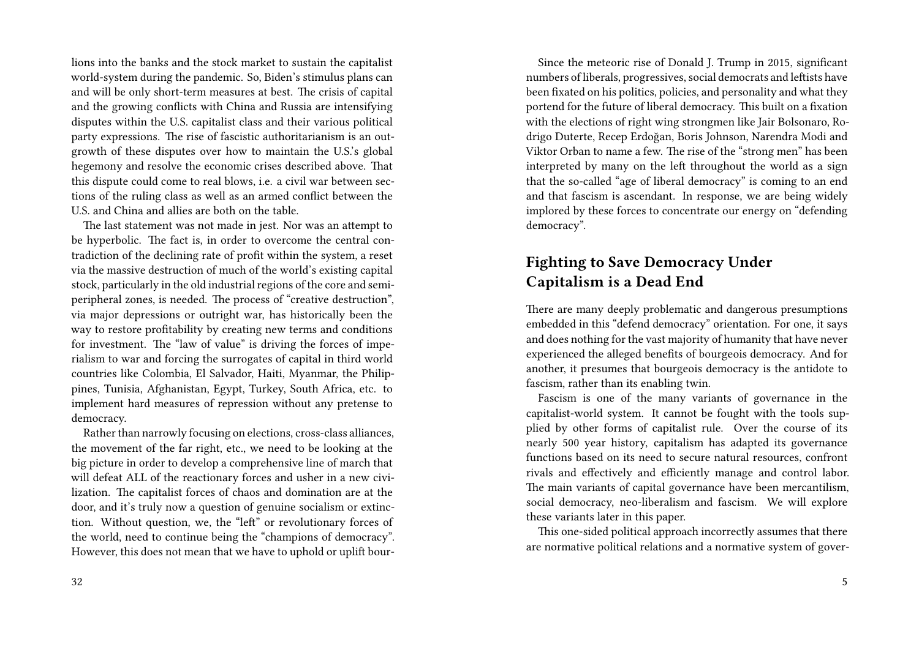lions into the banks and the stock market to sustain the capitalist world-system during the pandemic. So, Biden's stimulus plans can and will be only short-term measures at best. The crisis of capital and the growing conflicts with China and Russia are intensifying disputes within the U.S. capitalist class and their various political party expressions. The rise of fascistic authoritarianism is an outgrowth of these disputes over how to maintain the U.S.'s global hegemony and resolve the economic crises described above. That this dispute could come to real blows, i.e. a civil war between sections of the ruling class as well as an armed conflict between the U.S. and China and allies are both on the table.

The last statement was not made in jest. Nor was an attempt to be hyperbolic. The fact is, in order to overcome the central contradiction of the declining rate of profit within the system, a reset via the massive destruction of much of the world's existing capital stock, particularly in the old industrial regions of the core and semi-peripheral zones, is needed. The process of "creative destruction", via major depressions or outright war, has historically been the way to restore profitability by creating new terms and conditions for investment. The "law of value" is driving the forces of imperialism to war and forcing the surrogates of capital in third world countries like Colombia, El Salvador, Haiti, Myanmar, the Philippines, Tunisia, Afghanistan, Egypt, Turkey, South Africa, etc. to implement hard measures of repression without any pretense to democracy.

Rather than narrowly focusing on elections, cross-class alliances, the movement of the far right, etc., we need to be looking at the big picture in order to develop a comprehensive line of march that will defeat ALL of the reactionary forces and usher in a new civilization. The capitalist forces of chaos and domination are at the door, and it's truly now a question of genuine socialism or extinction. Without question, we, the "left" or revolutionary forces of the world, need to continue being the "champions of democracy". However, this does not mean that we have to uphold or uplift bour-

Since the meteoric rise of Donald J. Trump in 2015, significant numbers of liberals, progressives, social democrats and leftists have been fixated on his politics, policies, and personality and what they portend for the future of liberal democracy. This built on a fixation with the elections of right wing strongmen like Jair Bolsonaro, Rodrigo Duterte, Recep Erdoğan, Boris Johnson, Narendra Modi and Viktor Orban to name a few. The rise of the "strong men" has been interpreted by many on the left throughout the world as a sign that the so-called "age of liberal democracy" is coming to an end and that fascism is ascendant. In response, we are being widely implored by these forces to concentrate our energy on "defending democracy".

## Fighting to Save Democracy Under Capitalism is a Dead End

There are many deeply problematic and dangerous presumptions embedded in this "defend democracy" orientation. For one, it says and does nothing for the vast majority of humanity that have never experienced the alleged benefits of bourgeois democracy. And for another, it presumes that bourgeois democracy is the antidote to fascism, rather than its enabling twin.

Fascism is one of the many variants of governance in the capitalist-world system. It cannot be fought with the tools supplied by other forms of capitalist rule. Over the course of its nearly 500 year history, capitalism has adapted its governance functions based on its need to secure natural resources, confront rivals and effectively and efficiently manage and control labor. The main variants of capital governance have been mercantilism, social democracy, neo-liberalism and fascism. We will explore these variants later in this paper.

This one-sided political approach incorrectly assumes that there are normative political relations and a normative system of gover-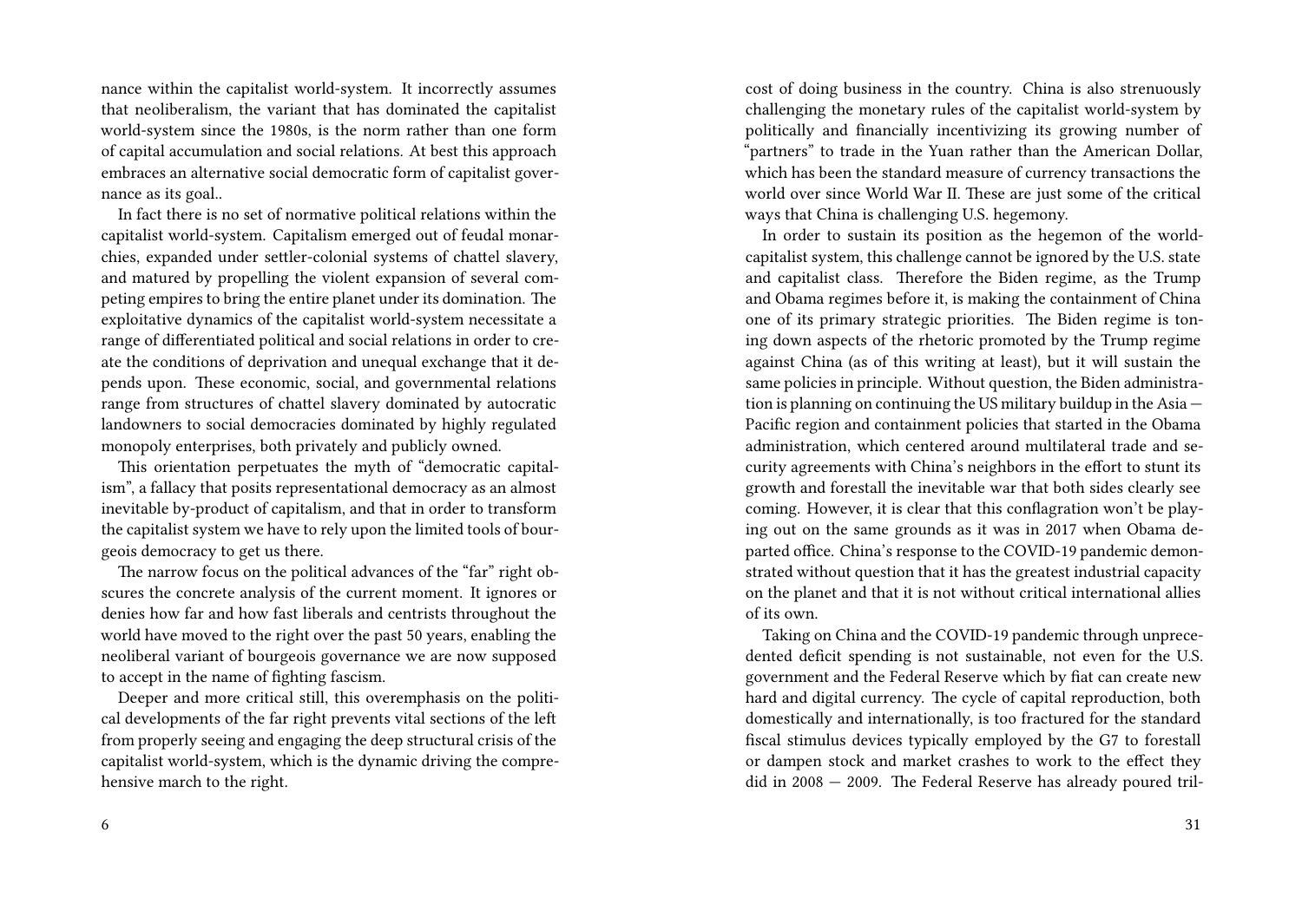nance within the capitalist world-system. It incorrectly assumes that neoliberalism, the variant that has dominated the capitalist world-system since the 1980s, is the norm rather than one form of capital accumulation and social relations. At best this approach embraces an alternative social democratic form of capitalist governance as its goal..

In fact there is no set of normative political relations within the capitalist world-system. Capitalism emerged out of feudal monarchies, expanded under settler-colonial systems of chattel slavery, and matured by propelling the violent expansion of several competing empires to bring the entire planet under its domination. The exploitative dynamics of the capitalist world-system necessitate a range of differentiated political and social relations in order to create the conditions of deprivation and unequal exchange that it depends upon. These economic, social, and governmental relations range from structures of chattel slavery dominated by autocratic landowners to social democracies dominated by highly regulated monopoly enterprises, both privately and publicly owned.

This orientation perpetuates the myth of "democratic capitalism", a fallacy that posits representational democracy as an almost inevitable by-product of capitalism, and that in order to transform the capitalist system we have to rely upon the limited tools of bourgeois democracy to get us there.

The narrow focus on the political advances of the "far" right obscures the concrete analysis of the current moment. It ignores or denies how far and how fast liberals and centrists throughout the world have moved to the right over the past 50 years, enabling the neoliberal variant of bourgeois governance we are now supposed to accept in the name of fighting fascism.

Deeper and more critical still, this overemphasis on the political developments of the far right prevents vital sections of the left from properly seeing and engaging the deep structural crisis of the capitalist world-system, which is the dynamic driving the comprehensive march to the right.

cost of doing business in the country. China is also strenuously challenging the monetary rules of the capitalist world-system by politically and financially incentivizing its growing number of "partners" to trade in the Yuan rather than the American Dollar, which has been the standard measure of currency transactions the world over since World War II. These are just some of the critical ways that China is challenging U.S. hegemony.

In order to sustain its position as the hegemon of the world-capitalist system, this challenge cannot be ignored by the U.S. state and capitalist class. Therefore the Biden regime, as the Trump and Obama regimes before it, is making the containment of China one of its primary strategic priorities. The Biden regime is toning down aspects of the rhetoric promoted by the Trump regime against China (as of this writing at least), but it will sustain the same policies in principle. Without question, the Biden administration is planning on continuing the US military buildup in the Asia — Pacific region and containment policies that started in the Obama administration, which centered around multilateral trade and security agreements with China's neighbors in the effort to stunt its growth and forestall the inevitable war that both sides clearly see coming. However, it is clear that this conflagration won't be playing out on the same grounds as it was in 2017 when Obama departed office. China's response to the COVID-19 pandemic demonstrated without question that it has the greatest industrial capacity on the planet and that it is not without critical international allies of its own.

Taking on China and the COVID-19 pandemic through unprecedented deficit spending is not sustainable, not even for the U.S. government and the Federal Reserve which by fiat can create new hard and digital currency. The cycle of capital reproduction, both domestically and internationally, is too fractured for the standard fiscal stimulus devices typically employed by the G7 to forestall or dampen stock and market crashes to work to the effect they did in 2008 — 2009. The Federal Reserve has already poured tril-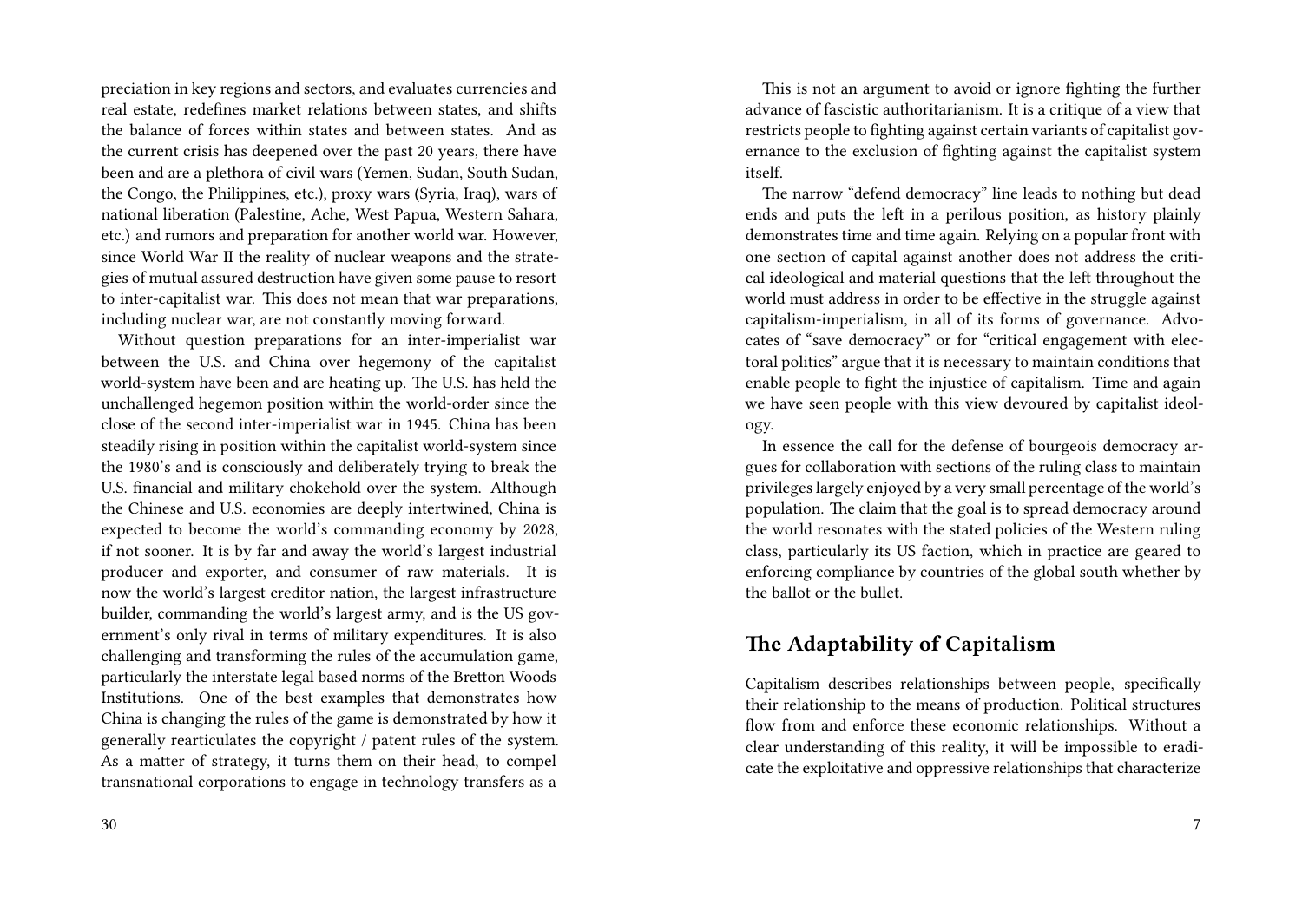preciation in key regions and sectors, and evaluates currencies and real estate, redefines market relations between states, and shifts the balance of forces within states and between states. And as the current crisis has deepened over the past 20 years, there have been and are a plethora of civil wars (Yemen, Sudan, South Sudan, the Congo, the Philippines, etc.), proxy wars (Syria, Iraq), wars of national liberation (Palestine, Ache, West Papua, Western Sahara, etc.) and rumors and preparation for another world war. However, since World War II the reality of nuclear weapons and the strategies of mutual assured destruction have given some pause to resort to inter-capitalist war. This does not mean that war preparations, including nuclear war, are not constantly moving forward.

Without question preparations for an inter-imperialist war between the U.S. and China over hegemony of the capitalist world-system have been and are heating up. The U.S. has held the unchallenged hegemon position within the world-order since the close of the second inter-imperialist war in 1945. China has been steadily rising in position within the capitalist world-system since the 1980's and is consciously and deliberately trying to break the U.S. financial and military chokehold over the system. Although the Chinese and U.S. economies are deeply intertwined, China is expected to become the world's commanding economy by 2028, if not sooner. It is by far and away the world's largest industrial producer and exporter, and consumer of raw materials. It is now the world's largest creditor nation, the largest infrastructure builder, commanding the world's largest army, and is the US government's only rival in terms of military expenditures. It is also challenging and transforming the rules of the accumulation game, particularly the interstate legal based norms of the Bretton Woods Institutions. One of the best examples that demonstrates how China is changing the rules of the game is demonstrated by how it generally rearticulates the copyright / patent rules of the system. As a matter of strategy, it turns them on their head, to compel transnational corporations to engage in technology transfers as a

This is not an argument to avoid or ignore fighting the further advance of fascistic authoritarianism. It is a critique of a view that restricts people to fighting against certain variants of capitalist governance to the exclusion of fighting against the capitalist system itself.

The narrow "defend democracy" line leads to nothing but dead ends and puts the left in a perilous position, as history plainly demonstrates time and time again. Relying on a popular front with one section of capital against another does not address the critical ideological and material questions that the left throughout the world must address in order to be effective in the struggle against capitalism-imperialism, in all of its forms of governance. Advocates of "save democracy" or for "critical engagement with electoral politics" argue that it is necessary to maintain conditions that enable people to fight the injustice of capitalism. Time and again we have seen people with this view devoured by capitalist ideology.

In essence the call for the defense of bourgeois democracy argues for collaboration with sections of the ruling class to maintain privileges largely enjoyed by a very small percentage of the world's population. The claim that the goal is to spread democracy around the world resonates with the stated policies of the Western ruling class, particularly its US faction, which in practice are geared to enforcing compliance by countries of the global south whether by the ballot or the bullet.

## The Adaptability of Capitalism

Capitalism describes relationships between people, specifically their relationship to the means of production. Political structures flow from and enforce these economic relationships. Without a clear understanding of this reality, it will be impossible to eradicate the exploitative and oppressive relationships that characterize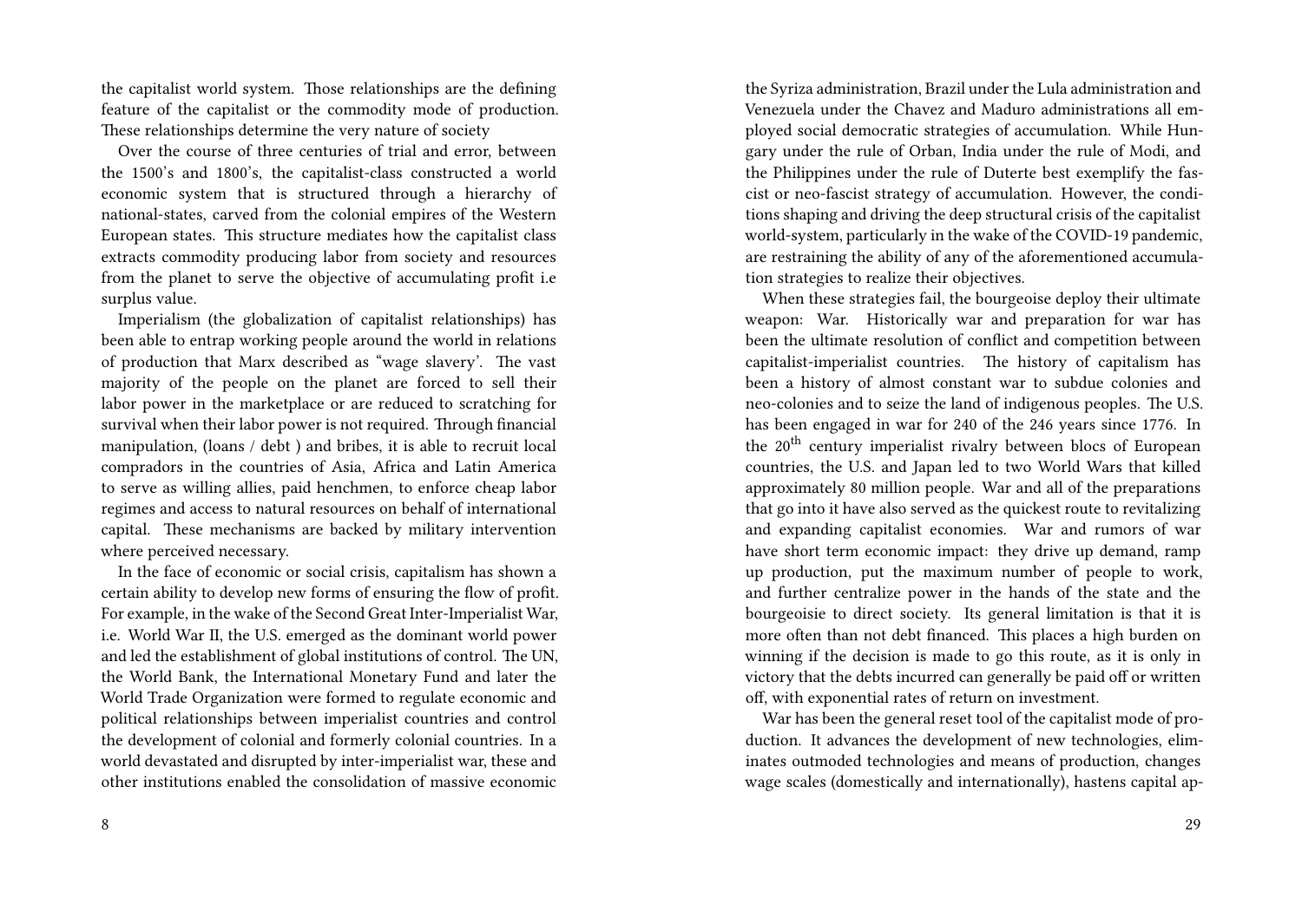the capitalist world system. Those relationships are the defining feature of the capitalist or the commodity mode of production. These relationships determine the very nature of society

Over the course of three centuries of trial and error, between the 1500's and 1800's, the capitalist-class constructed a world economic system that is structured through a hierarchy of national-states, carved from the colonial empires of the Western European states. This structure mediates how the capitalist class extracts commodity producing labor from society and resources from the planet to serve the objective of accumulating profit i.e surplus value.

Imperialism (the globalization of capitalist relationships) has been able to entrap working people around the world in relations of production that Marx described as "wage slavery'. The vast majority of the people on the planet are forced to sell their labor power in the marketplace or are reduced to scratching for survival when their labor power is not required. Through financial manipulation, (loans / debt ) and bribes, it is able to recruit local compradors in the countries of Asia, Africa and Latin America to serve as willing allies, paid henchmen, to enforce cheap labor regimes and access to natural resources on behalf of international capital. These mechanisms are backed by military intervention where perceived necessary.

In the face of economic or social crisis, capitalism has shown a certain ability to develop new forms of ensuring the flow of profit. For example, in the wake of the Second Great Inter-Imperialist War, i.e. World War II, the U.S. emerged as the dominant world power and led the establishment of global institutions of control. The UN, the World Bank, the International Monetary Fund and later the World Trade Organization were formed to regulate economic and political relationships between imperialist countries and control the development of colonial and formerly colonial countries. In a world devastated and disrupted by inter-imperialist war, these and other institutions enabled the consolidation of massive economic

the Syriza administration, Brazil under the Lula administration and Venezuela under the Chavez and Maduro administrations all employed social democratic strategies of accumulation. While Hungary under the rule of Orban, India under the rule of Modi, and the Philippines under the rule of Duterte best exemplify the fascist or neo-fascist strategy of accumulation. However, the conditions shaping and driving the deep structural crisis of the capitalist world-system, particularly in the wake of the COVID-19 pandemic, are restraining the ability of any of the aforementioned accumulation strategies to realize their objectives.

When these strategies fail, the bourgeoise deploy their ultimate weapon: War. Historically war and preparation for war has been the ultimate resolution of conflict and competition between capitalist-imperialist countries. The history of capitalism has been a history of almost constant war to subdue colonies and neo-colonies and to seize the land of indigenous peoples. The U.S. has been engaged in war for 240 of the 246 years since 1776. In the 20th century imperialist rivalry between blocs of European countries, the U.S. and Japan led to two World Wars that killed approximately 80 million people. War and all of the preparations that go into it have also served as the quickest route to revitalizing and expanding capitalist economies. War and rumors of war have short term economic impact: they drive up demand, ramp up production, put the maximum number of people to work, and further centralize power in the hands of the state and the bourgeoisie to direct society. Its general limitation is that it is more often than not debt financed. This places a high burden on winning if the decision is made to go this route, as it is only in victory that the debts incurred can generally be paid off or written off, with exponential rates of return on investment.

War has been the general reset tool of the capitalist mode of production. It advances the development of new technologies, eliminates outmoded technologies and means of production, changes wage scales (domestically and internationally), hastens capital ap-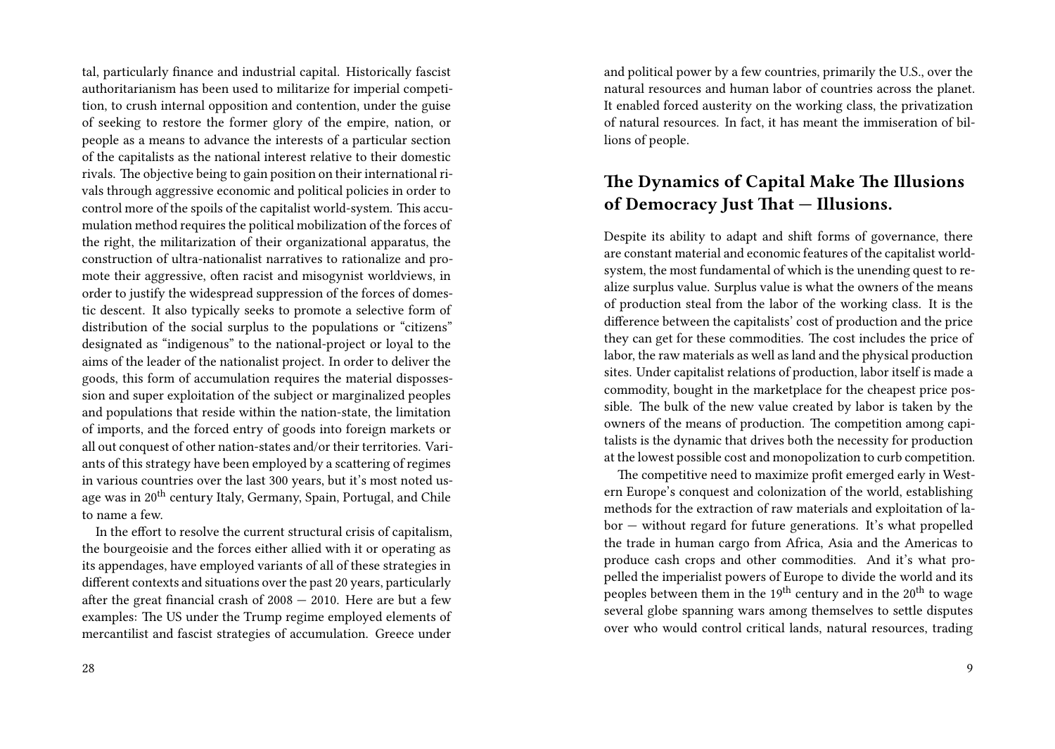tal, particularly finance and industrial capital. Historically fascist authoritarianism has been used to militarize for imperial competition, to crush internal opposition and contention, under the guise of seeking to restore the former glory of the empire, nation, or people as a means to advance the interests of a particular section of the capitalists as the national interest relative to their domestic rivals. The objective being to gain position on their international rivals through aggressive economic and political policies in order to control more of the spoils of the capitalist world-system. This accumulation method requires the political mobilization of the forces of the right, the militarization of their organizational apparatus, the construction of ultra-nationalist narratives to rationalize and promote their aggressive, often racist and misogynist worldviews, in order to justify the widespread suppression of the forces of domestic descent. It also typically seeks to promote a selective form of distribution of the social surplus to the populations or "citizens" designated as "indigenous" to the national-project or loyal to the aims of the leader of the nationalist project. In order to deliver the goods, this form of accumulation requires the material dispossession and super exploitation of the subject or marginalized peoples and populations that reside within the nation-state, the limitation of imports, and the forced entry of goods into foreign markets or all out conquest of other nation-states and/or their territories. Variants of this strategy have been employed by a scattering of regimes in various countries over the last 300 years, but it's most noted usage was in 20th century Italy, Germany, Spain, Portugal, and Chile to name a few.

In the effort to resolve the current structural crisis of capitalism, the bourgeoisie and the forces either allied with it or operating as its appendages, have employed variants of all of these strategies in different contexts and situations over the past 20 years, particularly after the great financial crash of 2008 — 2010. Here are but a few examples: The US under the Trump regime employed elements of mercantilist and fascist strategies of accumulation. Greece under

and political power by a few countries, primarily the U.S., over the natural resources and human labor of countries across the planet. It enabled forced austerity on the working class, the privatization of natural resources. In fact, it has meant the immiseration of billions of people.

## The Dynamics of Capital Make The Illusions of Democracy Just That — Illusions.

Despite its ability to adapt and shift forms of governance, there are constant material and economic features of the capitalist world-system, the most fundamental of which is the unending quest to realize surplus value. Surplus value is what the owners of the means of production steal from the labor of the working class. It is the difference between the capitalists' cost of production and the price they can get for these commodities. The cost includes the price of labor, the raw materials as well as land and the physical production sites. Under capitalist relations of production, labor itself is made a commodity, bought in the marketplace for the cheapest price possible. The bulk of the new value created by labor is taken by the owners of the means of production. The competition among capitalists is the dynamic that drives both the necessity for production at the lowest possible cost and monopolization to curb competition.

The competitive need to maximize profit emerged early in Western Europe's conquest and colonization of the world, establishing methods for the extraction of raw materials and exploitation of labor — without regard for future generations. It's what propelled the trade in human cargo from Africa, Asia and the Americas to produce cash crops and other commodities. And it's what propelled the imperialist powers of Europe to divide the world and its peoples between them in the 19th century and in the 20th to wage several globe spanning wars among themselves to settle disputes over who would control critical lands, natural resources, trading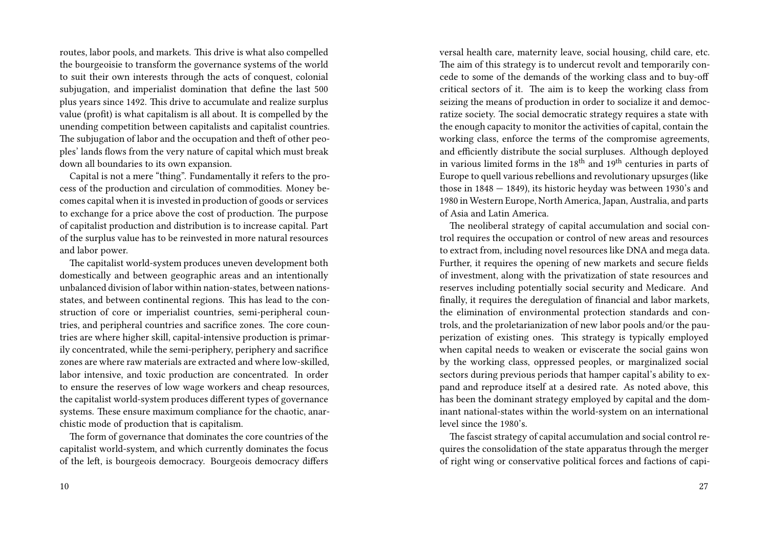routes, labor pools, and markets. This drive is what also compelled the bourgeoisie to transform the governance systems of the world to suit their own interests through the acts of conquest, colonial subjugation, and imperialist domination that define the last 500 plus years since 1492. This drive to accumulate and realize surplus value (profit) is what capitalism is all about. It is compelled by the unending competition between capitalists and capitalist countries. The subjugation of labor and the occupation and theft of other peoples' lands flows from the very nature of capital which must break down all boundaries to its own expansion.

Capital is not a mere "thing". Fundamentally it refers to the process of the production and circulation of commodities. Money becomes capital when it is invested in production of goods or services to exchange for a price above the cost of production. The purpose of capitalist production and distribution is to increase capital. Part of the surplus value has to be reinvested in more natural resources and labor power.

The capitalist world-system produces uneven development both domestically and between geographic areas and an intentionally unbalanced division of labor within nation-states, between nations-states, and between continental regions. This has lead to the construction of core or imperialist countries, semi-peripheral countries, and peripheral countries and sacrifice zones. The core countries are where higher skill, capital-intensive production is primarily concentrated, while the semi-periphery, periphery and sacrifice zones are where raw materials are extracted and where low-skilled, labor intensive, and toxic production are concentrated. In order to ensure the reserves of low wage workers and cheap resources, the capitalist world-system produces different types of governance systems. These ensure maximum compliance for the chaotic, anarchistic mode of production that is capitalism.

The form of governance that dominates the core countries of the capitalist world-system, and which currently dominates the focus of the left, is bourgeois democracy. Bourgeois democracy differs

versal health care, maternity leave, social housing, child care, etc. The aim of this strategy is to undercut revolt and temporarily concede to some of the demands of the working class and to buy-off critical sectors of it. The aim is to keep the working class from seizing the means of production in order to socialize it and democratize society. The social democratic strategy requires a state with the enough capacity to monitor the activities of capital, contain the working class, enforce the terms of the compromise agreements, and efficiently distribute the social surpluses. Although deployed in various limited forms in the 18th and 19th centuries in parts of Europe to quell various rebellions and revolutionary upsurges (like those in 1848 — 1849), its historic heyday was between 1930's and 1980 in Western Europe, North America, Japan, Australia, and parts of Asia and Latin America.

The neoliberal strategy of capital accumulation and social control requires the occupation or control of new areas and resources to extract from, including novel resources like DNA and mega data. Further, it requires the opening of new markets and secure fields of investment, along with the privatization of state resources and reserves including potentially social security and Medicare. And finally, it requires the deregulation of financial and labor markets, the elimination of environmental protection standards and controls, and the proletarianization of new labor pools and/or the pauperization of existing ones. This strategy is typically employed when capital needs to weaken or eviscerate the social gains won by the working class, oppressed peoples, or marginalized social sectors during previous periods that hamper capital's ability to expand and reproduce itself at a desired rate. As noted above, this has been the dominant strategy employed by capital and the dominant national-states within the world-system on an international level since the 1980's.

The fascist strategy of capital accumulation and social control requires the consolidation of the state apparatus through the merger of right wing or conservative political forces and factions of capi-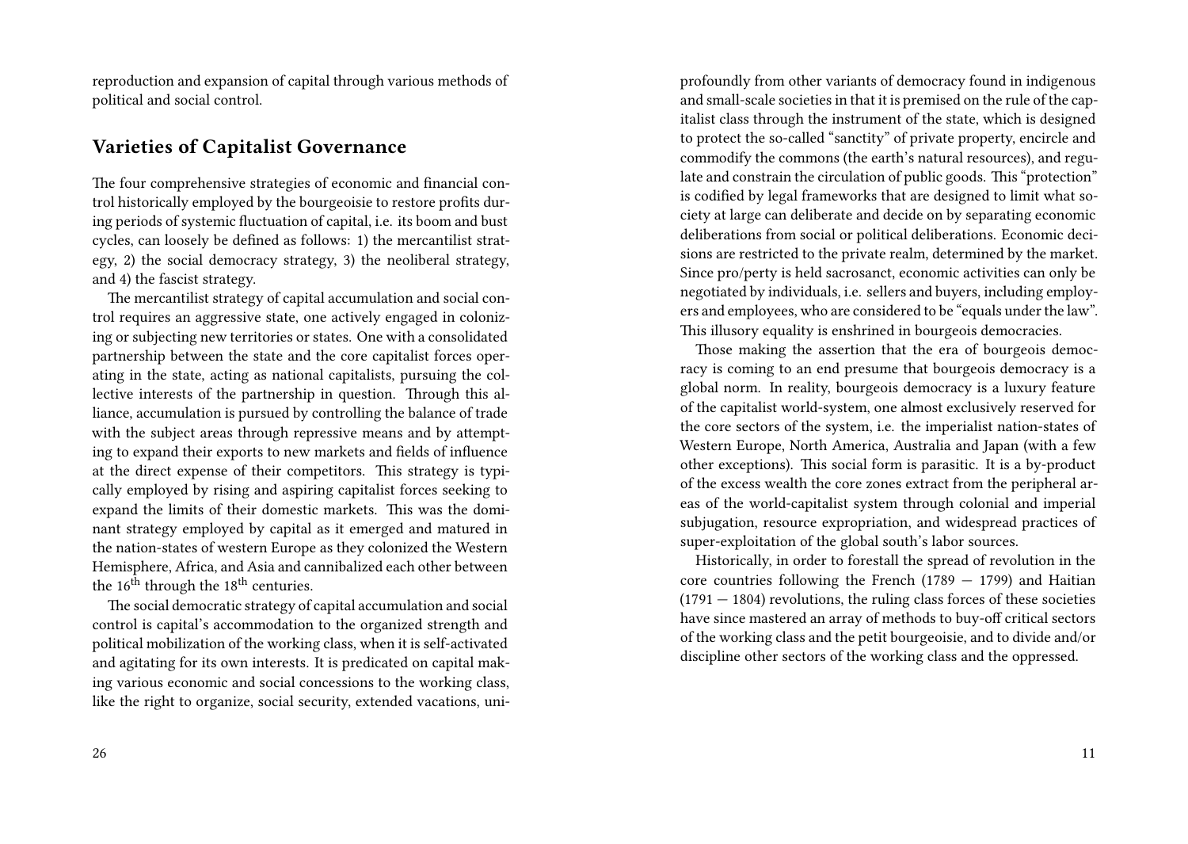reproduction and expansion of capital through various methods of political and social control.

## Varieties of Capitalist Governance

The four comprehensive strategies of economic and financial control historically employed by the bourgeoisie to restore profits during periods of systemic fluctuation of capital, i.e. its boom and bust cycles, can loosely be defined as follows: 1) the mercantilist strategy, 2) the social democracy strategy, 3) the neoliberal strategy, and 4) the fascist strategy.

The mercantilist strategy of capital accumulation and social control requires an aggressive state, one actively engaged in colonizing or subjecting new territories or states. One with a consolidated partnership between the state and the core capitalist forces operating in the state, acting as national capitalists, pursuing the collective interests of the partnership in question. Through this alliance, accumulation is pursued by controlling the balance of trade with the subject areas through repressive means and by attempting to expand their exports to new markets and fields of influence at the direct expense of their competitors. This strategy is typically employed by rising and aspiring capitalist forces seeking to expand the limits of their domestic markets. This was the dominant strategy employed by capital as it emerged and matured in the nation-states of western Europe as they colonized the Western Hemisphere, Africa, and Asia and cannibalized each other between the 16th through the 18th centuries.

The social democratic strategy of capital accumulation and social control is capital's accommodation to the organized strength and political mobilization of the working class, when it is self-activated and agitating for its own interests. It is predicated on capital making various economic and social concessions to the working class, like the right to organize, social security, extended vacations, uni-

profoundly from other variants of democracy found in indigenous and small-scale societies in that it is premised on the rule of the capitalist class through the instrument of the state, which is designed to protect the so-called "sanctity" of private property, encircle and commodify the commons (the earth's natural resources), and regulate and constrain the circulation of public goods. This "protection" is codified by legal frameworks that are designed to limit what society at large can deliberate and decide on by separating economic deliberations from social or political deliberations. Economic decisions are restricted to the private realm, determined by the market. Since pro/perty is held sacrosanct, economic activities can only be negotiated by individuals, i.e. sellers and buyers, including employers and employees, who are considered to be "equals under the law". This illusory equality is enshrined in bourgeois democracies.

Those making the assertion that the era of bourgeois democracy is coming to an end presume that bourgeois democracy is a global norm. In reality, bourgeois democracy is a luxury feature of the capitalist world-system, one almost exclusively reserved for the core sectors of the system, i.e. the imperialist nation-states of Western Europe, North America, Australia and Japan (with a few other exceptions). This social form is parasitic. It is a by-product of the excess wealth the core zones extract from the peripheral areas of the world-capitalist system through colonial and imperial subjugation, resource expropriation, and widespread practices of super-exploitation of the global south's labor sources.

Historically, in order to forestall the spread of revolution in the core countries following the French (1789 — 1799) and Haitian (1791 — 1804) revolutions, the ruling class forces of these societies have since mastered an array of methods to buy-off critical sectors of the working class and the petit bourgeoisie, and to divide and/or discipline other sectors of the working class and the oppressed.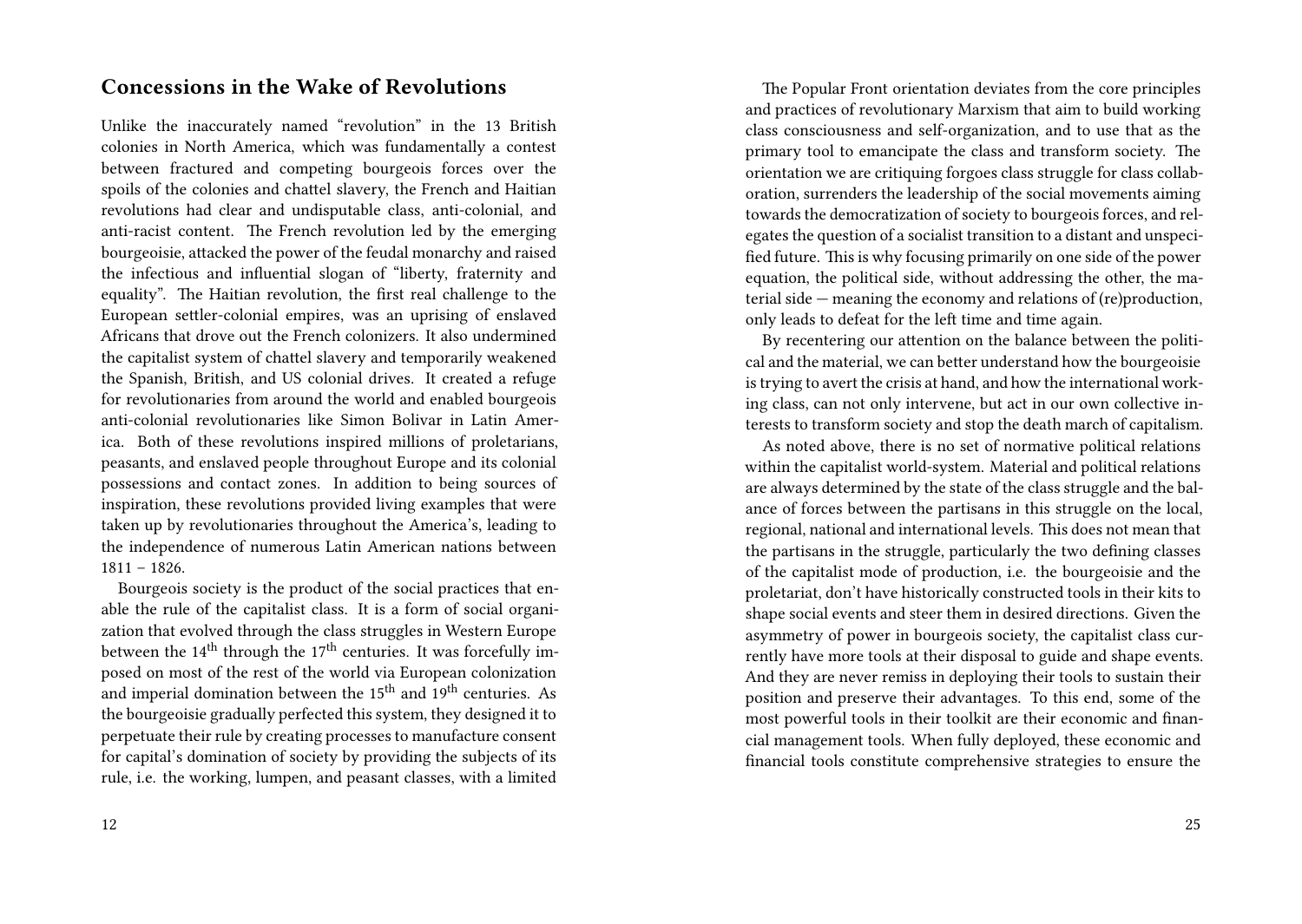## Concessions in the Wake of Revolutions

Unlike the inaccurately named "revolution" in the 13 British colonies in North America, which was fundamentally a contest between fractured and competing bourgeois forces over the spoils of the colonies and chattel slavery, the French and Haitian revolutions had clear and undisputable class, anti-colonial, and anti-racist content. The French revolution led by the emerging bourgeoisie, attacked the power of the feudal monarchy and raised the infectious and influential slogan of "liberty, fraternity and equality". The Haitian revolution, the first real challenge to the European settler-colonial empires, was an uprising of enslaved Africans that drove out the French colonizers. It also undermined the capitalist system of chattel slavery and temporarily weakened the Spanish, British, and US colonial drives. It created a refuge for revolutionaries from around the world and enabled bourgeois anti-colonial revolutionaries like Simon Bolivar in Latin America. Both of these revolutions inspired millions of proletarians, peasants, and enslaved people throughout Europe and its colonial possessions and contact zones. In addition to being sources of inspiration, these revolutions provided living examples that were taken up by revolutionaries throughout the America's, leading to the independence of numerous Latin American nations between 1811 – 1826.

Bourgeois society is the product of the social practices that enable the rule of the capitalist class. It is a form of social organization that evolved through the class struggles in Western Europe between the 14th through the 17th centuries. It was forcefully imposed on most of the rest of the world via European colonization and imperial domination between the 15th and 19th centuries. As the bourgeoisie gradually perfected this system, they designed it to perpetuate their rule by creating processes to manufacture consent for capital's domination of society by providing the subjects of its rule, i.e. the working, lumpen, and peasant classes, with a limited

The Popular Front orientation deviates from the core principles and practices of revolutionary Marxism that aim to build working class consciousness and self-organization, and to use that as the primary tool to emancipate the class and transform society. The orientation we are critiquing forgoes class struggle for class collaboration, surrenders the leadership of the social movements aiming towards the democratization of society to bourgeois forces, and relegates the question of a socialist transition to a distant and unspecified future. This is why focusing primarily on one side of the power equation, the political side, without addressing the other, the material side — meaning the economy and relations of (re)production, only leads to defeat for the left time and time again.

By recentering our attention on the balance between the political and the material, we can better understand how the bourgeoisie is trying to avert the crisis at hand, and how the international working class, can not only intervene, but act in our own collective interests to transform society and stop the death march of capitalism.

As noted above, there is no set of normative political relations within the capitalist world-system. Material and political relations are always determined by the state of the class struggle and the balance of forces between the partisans in this struggle on the local, regional, national and international levels. This does not mean that the partisans in the struggle, particularly the two defining classes of the capitalist mode of production, i.e. the bourgeoisie and the proletariat, don't have historically constructed tools in their kits to shape social events and steer them in desired directions. Given the asymmetry of power in bourgeois society, the capitalist class currently have more tools at their disposal to guide and shape events. And they are never remiss in deploying their tools to sustain their position and preserve their advantages. To this end, some of the most powerful tools in their toolkit are their economic and financial management tools. When fully deployed, these economic and financial tools constitute comprehensive strategies to ensure the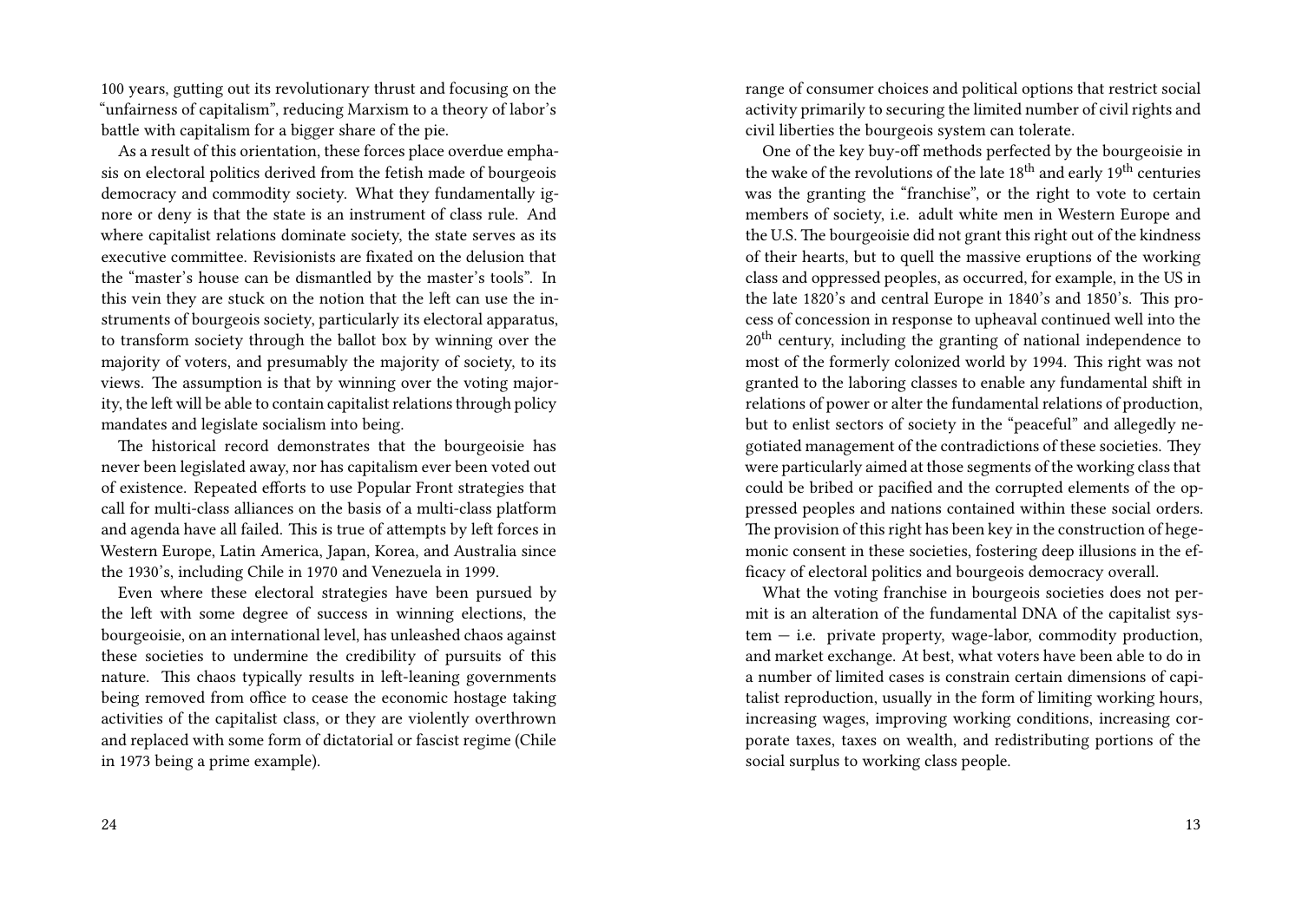100 years, gutting out its revolutionary thrust and focusing on the "unfairness of capitalism", reducing Marxism to a theory of labor's battle with capitalism for a bigger share of the pie.

As a result of this orientation, these forces place overdue emphasis on electoral politics derived from the fetish made of bourgeois democracy and commodity society. What they fundamentally ignore or deny is that the state is an instrument of class rule. And where capitalist relations dominate society, the state serves as its executive committee. Revisionists are fixated on the delusion that the "master's house can be dismantled by the master's tools". In this vein they are stuck on the notion that the left can use the instruments of bourgeois society, particularly its electoral apparatus, to transform society through the ballot box by winning over the majority of voters, and presumably the majority of society, to its views. The assumption is that by winning over the voting majority, the left will be able to contain capitalist relations through policy mandates and legislate socialism into being.

The historical record demonstrates that the bourgeoisie has never been legislated away, nor has capitalism ever been voted out of existence. Repeated efforts to use Popular Front strategies that call for multi-class alliances on the basis of a multi-class platform and agenda have all failed. This is true of attempts by left forces in Western Europe, Latin America, Japan, Korea, and Australia since the 1930's, including Chile in 1970 and Venezuela in 1999.

Even where these electoral strategies have been pursued by the left with some degree of success in winning elections, the bourgeoisie, on an international level, has unleashed chaos against these societies to undermine the credibility of pursuits of this nature. This chaos typically results in left-leaning governments being removed from office to cease the economic hostage taking activities of the capitalist class, or they are violently overthrown and replaced with some form of dictatorial or fascist regime (Chile in 1973 being a prime example).

range of consumer choices and political options that restrict social activity primarily to securing the limited number of civil rights and civil liberties the bourgeois system can tolerate.

One of the key buy-off methods perfected by the bourgeoisie in the wake of the revolutions of the late 18th and early 19th centuries was the granting the "franchise", or the right to vote to certain members of society, i.e. adult white men in Western Europe and the U.S. The bourgeoisie did not grant this right out of the kindness of their hearts, but to quell the massive eruptions of the working class and oppressed peoples, as occurred, for example, in the US in the late 1820's and central Europe in 1840's and 1850's. This process of concession in response to upheaval continued well into the 20th century, including the granting of national independence to most of the formerly colonized world by 1994. This right was not granted to the laboring classes to enable any fundamental shift in relations of power or alter the fundamental relations of production, but to enlist sectors of society in the "peaceful" and allegedly negotiated management of the contradictions of these societies. They were particularly aimed at those segments of the working class that could be bribed or pacified and the corrupted elements of the oppressed peoples and nations contained within these social orders. The provision of this right has been key in the construction of hegemonic consent in these societies, fostering deep illusions in the efficacy of electoral politics and bourgeois democracy overall.

What the voting franchise in bourgeois societies does not permit is an alteration of the fundamental DNA of the capitalist system — i.e. private property, wage-labor, commodity production, and market exchange. At best, what voters have been able to do in a number of limited cases is constrain certain dimensions of capitalist reproduction, usually in the form of limiting working hours, increasing wages, improving working conditions, increasing corporate taxes, taxes on wealth, and redistributing portions of the social surplus to working class people.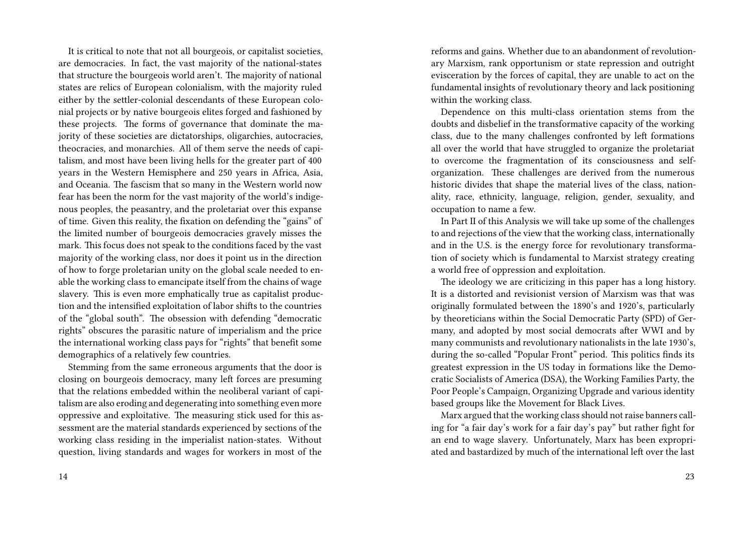It is critical to note that not all bourgeois, or capitalist societies, are democracies. In fact, the vast majority of the national-states that structure the bourgeois world aren't. The majority of national states are relics of European colonialism, with the majority ruled either by the settler-colonial descendants of these European colonial projects or by native bourgeois elites forged and fashioned by these projects. The forms of governance that dominate the majority of these societies are dictatorships, oligarchies, autocracies, theocracies, and monarchies. All of them serve the needs of capitalism, and most have been living hells for the greater part of 400 years in the Western Hemisphere and 250 years in Africa, Asia, and Oceania. The fascism that so many in the Western world now fear has been the norm for the vast majority of the world's indigenous peoples, the peasantry, and the proletariat over this expanse of time. Given this reality, the fixation on defending the "gains" of the limited number of bourgeois democracies gravely misses the mark. This focus does not speak to the conditions faced by the vast majority of the working class, nor does it point us in the direction of how to forge proletarian unity on the global scale needed to enable the working class to emancipate itself from the chains of wage slavery. This is even more emphatically true as capitalist production and the intensified exploitation of labor shifts to the countries of the "global south". The obsession with defending "democratic rights" obscures the parasitic nature of imperialism and the price the international working class pays for "rights" that benefit some demographics of a relatively few countries.

Stemming from the same erroneous arguments that the door is closing on bourgeois democracy, many left forces are presuming that the relations embedded within the neoliberal variant of capitalism are also eroding and degenerating into something even more oppressive and exploitative. The measuring stick used for this assessment are the material standards experienced by sections of the working class residing in the imperialist nation-states. Without question, living standards and wages for workers in most of the

reforms and gains. Whether due to an abandonment of revolutionary Marxism, rank opportunism or state repression and outright evisceration by the forces of capital, they are unable to act on the fundamental insights of revolutionary theory and lack positioning within the working class.

Dependence on this multi-class orientation stems from the doubts and disbelief in the transformative capacity of the working class, due to the many challenges confronted by left formations all over the world that have struggled to organize the proletariat to overcome the fragmentation of its consciousness and self-organization. These challenges are derived from the numerous historic divides that shape the material lives of the class, nationality, race, ethnicity, language, religion, gender, sexuality, and occupation to name a few.

In Part II of this Analysis we will take up some of the challenges to and rejections of the view that the working class, internationally and in the U.S. is the energy force for revolutionary transformation of society which is fundamental to Marxist strategy creating a world free of oppression and exploitation.

The ideology we are criticizing in this paper has a long history. It is a distorted and revisionist version of Marxism was that was originally formulated between the 1890's and 1920's, particularly by theoreticians within the Social Democratic Party (SPD) of Germany, and adopted by most social democrats after WWI and by many communists and revolutionary nationalists in the late 1930's, during the so-called "Popular Front" period. This politics finds its greatest expression in the US today in formations like the Democratic Socialists of America (DSA), the Working Families Party, the Poor People's Campaign, Organizing Upgrade and various identity based groups like the Movement for Black Lives.

Marx argued that the working class should not raise banners calling for "a fair day's work for a fair day's pay" but rather fight for an end to wage slavery. Unfortunately, Marx has been expropriated and bastardized by much of the international left over the last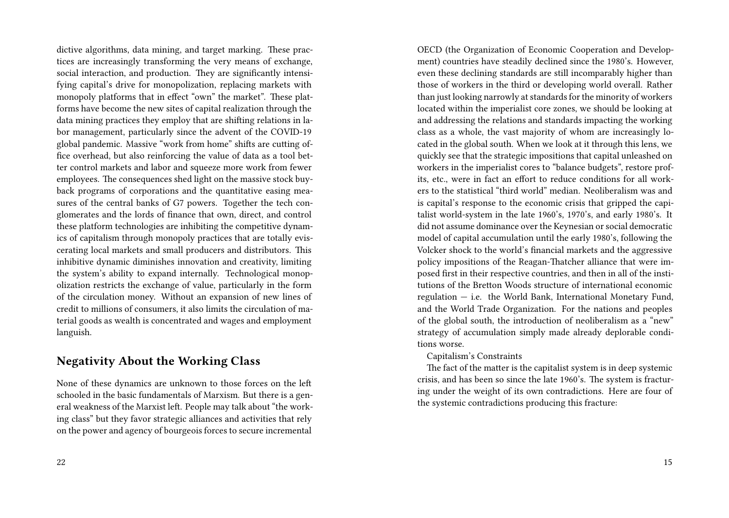dictive algorithms, data mining, and target marking. These practices are increasingly transforming the very means of exchange, social interaction, and production. They are significantly intensifying capital's drive for monopolization, replacing markets with monopoly platforms that in effect "own" the market". These platforms have become the new sites of capital realization through the data mining practices they employ that are shifting relations in labor management, particularly since the advent of the COVID-19 global pandemic. Massive "work from home" shifts are cutting office overhead, but also reinforcing the value of data as a tool better control markets and labor and squeeze more work from fewer employees. The consequences shed light on the massive stock buyback programs of corporations and the quantitative easing measures of the central banks of G7 powers. Together the tech conglomerates and the lords of finance that own, direct, and control these platform technologies are inhibiting the competitive dynamics of capitalism through monopoly practices that are totally eviscerating local markets and small producers and distributors. This inhibitive dynamic diminishes innovation and creativity, limiting the system's ability to expand internally. Technological monopolization restricts the exchange of value, particularly in the form of the circulation money. Without an expansion of new lines of credit to millions of consumers, it also limits the circulation of material goods as wealth is concentrated and wages and employment languish.

## Negativity About the Working Class

None of these dynamics are unknown to those forces on the left schooled in the basic fundamentals of Marxism. But there is a general weakness of the Marxist left. People may talk about "the working class" but they favor strategic alliances and activities that rely on the power and agency of bourgeois forces to secure incremental

OECD (the Organization of Economic Cooperation and Development) countries have steadily declined since the 1980's. However, even these declining standards are still incomparably higher than those of workers in the third or developing world overall. Rather than just looking narrowly at standards for the minority of workers located within the imperialist core zones, we should be looking at and addressing the relations and standards impacting the working class as a whole, the vast majority of whom are increasingly located in the global south. When we look at it through this lens, we quickly see that the strategic impositions that capital unleashed on workers in the imperialist cores to "balance budgets", restore profits, etc., were in fact an effort to reduce conditions for all workers to the statistical "third world" median. Neoliberalism was and is capital's response to the economic crisis that gripped the capitalist world-system in the late 1960's, 1970's, and early 1980's. It did not assume dominance over the Keynesian or social democratic model of capital accumulation until the early 1980's, following the Volcker shock to the world's financial markets and the aggressive policy impositions of the Reagan-Thatcher alliance that were imposed first in their respective countries, and then in all of the institutions of the Bretton Woods structure of international economic regulation — i.e. the World Bank, International Monetary Fund, and the World Trade Organization. For the nations and peoples of the global south, the introduction of neoliberalism as a "new" strategy of accumulation simply made already deplorable conditions worse.

Capitalism's Constraints

The fact of the matter is the capitalist system is in deep systemic crisis, and has been so since the late 1960's. The system is fracturing under the weight of its own contradictions. Here are four of the systemic contradictions producing this fracture: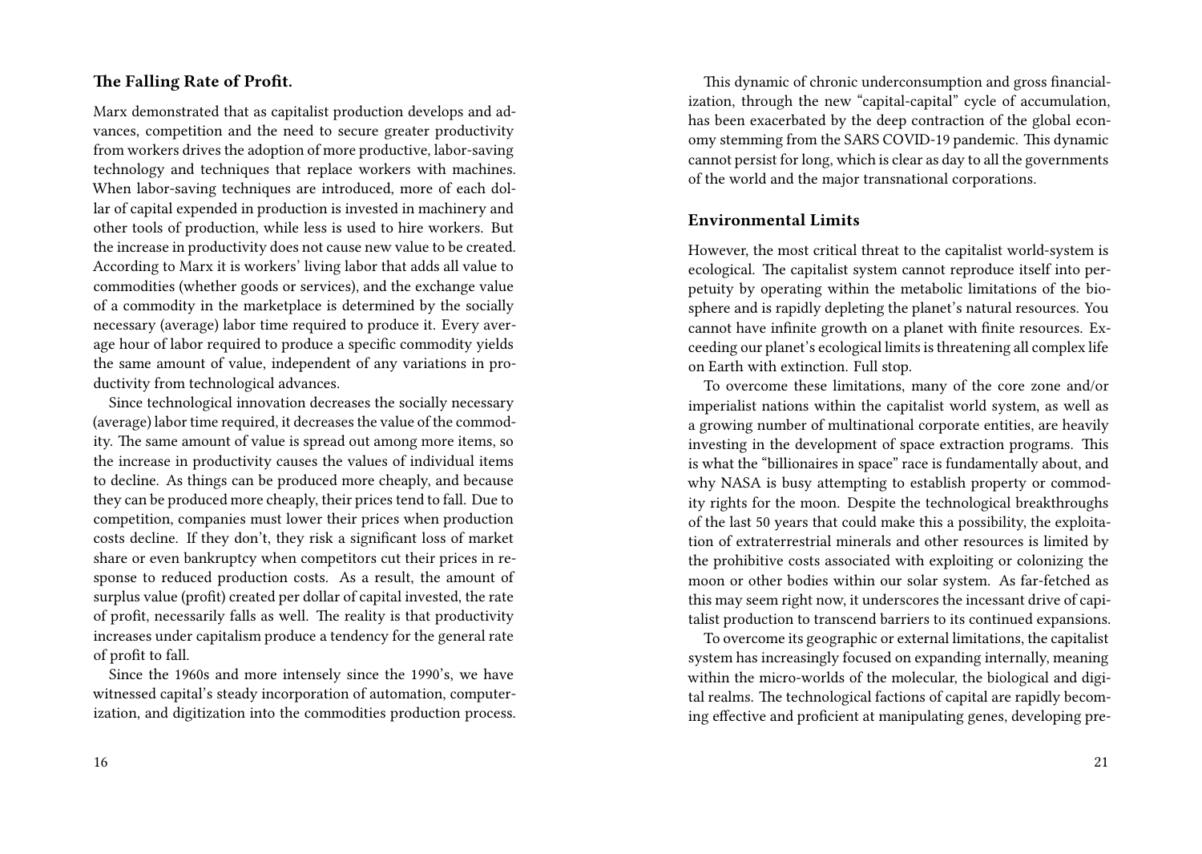### The Falling Rate of Profit.

Marx demonstrated that as capitalist production develops and advances, competition and the need to secure greater productivity from workers drives the adoption of more productive, labor-saving technology and techniques that replace workers with machines. When labor-saving techniques are introduced, more of each dollar of capital expended in production is invested in machinery and other tools of production, while less is used to hire workers. But the increase in productivity does not cause new value to be created. According to Marx it is workers' living labor that adds all value to commodities (whether goods or services), and the exchange value of a commodity in the marketplace is determined by the socially necessary (average) labor time required to produce it. Every average hour of labor required to produce a specific commodity yields the same amount of value, independent of any variations in productivity from technological advances.

Since technological innovation decreases the socially necessary (average) labor time required, it decreases the value of the commodity. The same amount of value is spread out among more items, so the increase in productivity causes the values of individual items to decline. As things can be produced more cheaply, and because they can be produced more cheaply, their prices tend to fall. Due to competition, companies must lower their prices when production costs decline. If they don't, they risk a significant loss of market share or even bankruptcy when competitors cut their prices in response to reduced production costs. As a result, the amount of surplus value (profit) created per dollar of capital invested, the rate of profit, necessarily falls as well. The reality is that productivity increases under capitalism produce a tendency for the general rate of profit to fall.

Since the 1960s and more intensely since the 1990's, we have witnessed capital's steady incorporation of automation, computerization, and digitization into the commodities production process.

This dynamic of chronic underconsumption and gross financialization, through the new "capital-capital" cycle of accumulation, has been exacerbated by the deep contraction of the global economy stemming from the SARS COVID-19 pandemic. This dynamic cannot persist for long, which is clear as day to all the governments of the world and the major transnational corporations.

### Environmental Limits

However, the most critical threat to the capitalist world-system is ecological. The capitalist system cannot reproduce itself into perpetuity by operating within the metabolic limitations of the biosphere and is rapidly depleting the planet's natural resources. You cannot have infinite growth on a planet with finite resources. Exceeding our planet's ecological limits is threatening all complex life on Earth with extinction. Full stop.

To overcome these limitations, many of the core zone and/or imperialist nations within the capitalist world system, as well as a growing number of multinational corporate entities, are heavily investing in the development of space extraction programs. This is what the "billionaires in space" race is fundamentally about, and why NASA is busy attempting to establish property or commodity rights for the moon. Despite the technological breakthroughs of the last 50 years that could make this a possibility, the exploitation of extraterrestrial minerals and other resources is limited by the prohibitive costs associated with exploiting or colonizing the moon or other bodies within our solar system. As far-fetched as this may seem right now, it underscores the incessant drive of capitalist production to transcend barriers to its continued expansions.

To overcome its geographic or external limitations, the capitalist system has increasingly focused on expanding internally, meaning within the micro-worlds of the molecular, the biological and digital realms. The technological factions of capital are rapidly becoming effective and proficient at manipulating genes, developing pre-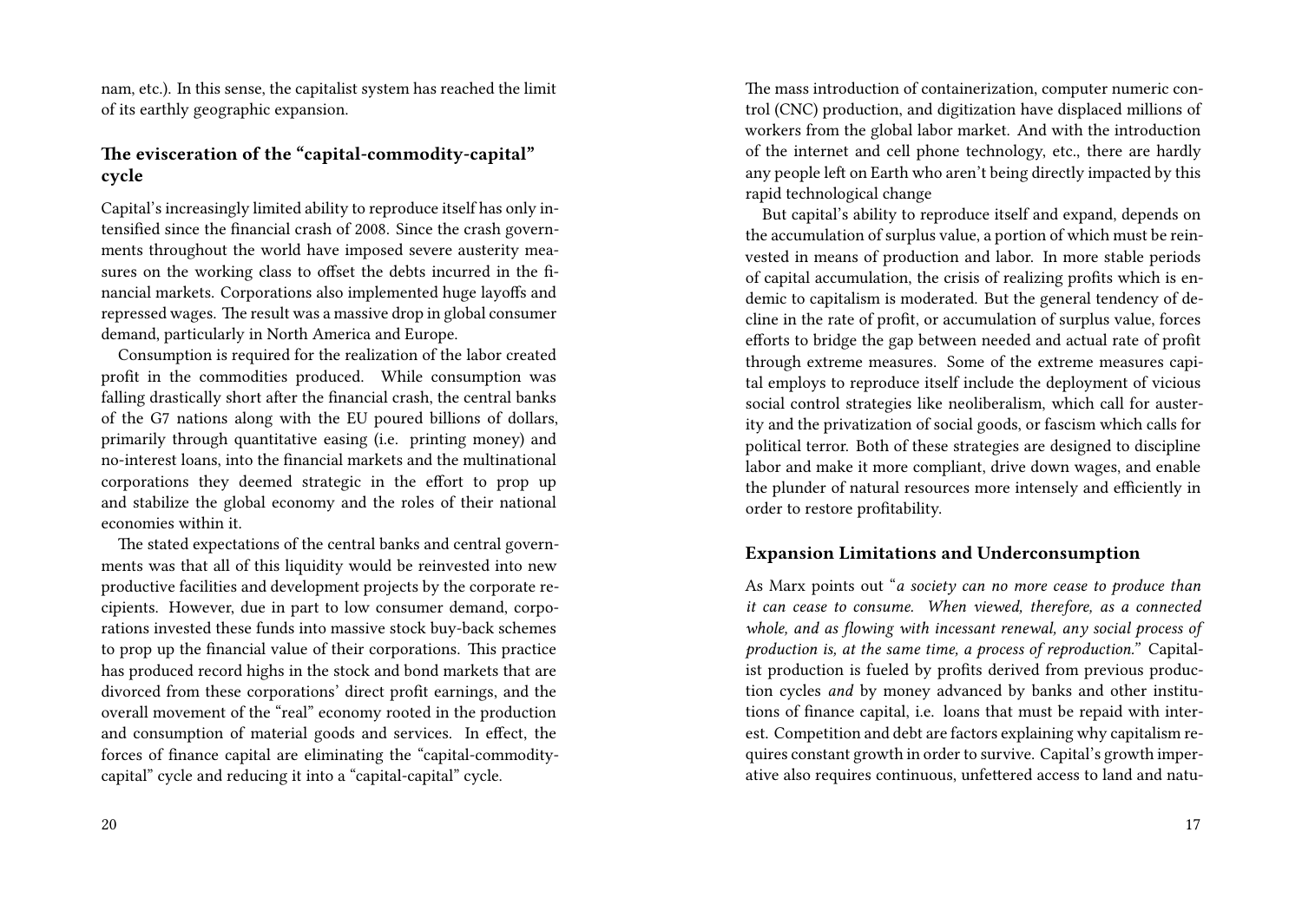nam, etc.). In this sense, the capitalist system has reached the limit of its earthly geographic expansion.

### The evisceration of the "capital-commodity-capital" cycle

Capital's increasingly limited ability to reproduce itself has only intensified since the financial crash of 2008. Since the crash governments throughout the world have imposed severe austerity measures on the working class to offset the debts incurred in the financial markets. Corporations also implemented huge layoffs and repressed wages. The result was a massive drop in global consumer demand, particularly in North America and Europe.

Consumption is required for the realization of the labor created profit in the commodities produced. While consumption was falling drastically short after the financial crash, the central banks of the G7 nations along with the EU poured billions of dollars, primarily through quantitative easing (i.e. printing money) and no-interest loans, into the financial markets and the multinational corporations they deemed strategic in the effort to prop up and stabilize the global economy and the roles of their national economies within it.

The stated expectations of the central banks and central governments was that all of this liquidity would be reinvested into new productive facilities and development projects by the corporate recipients. However, due in part to low consumer demand, corporations invested these funds into massive stock buy-back schemes to prop up the financial value of their corporations. This practice has produced record highs in the stock and bond markets that are divorced from these corporations' direct profit earnings, and the overall movement of the "real" economy rooted in the production and consumption of material goods and services. In effect, the forces of finance capital are eliminating the "capital-commodity-capital" cycle and reducing it into a "capital-capital" cycle.

The mass introduction of containerization, computer numeric control (CNC) production, and digitization have displaced millions of workers from the global labor market. And with the introduction of the internet and cell phone technology, etc., there are hardly any people left on Earth who aren't being directly impacted by this rapid technological change

But capital's ability to reproduce itself and expand, depends on the accumulation of surplus value, a portion of which must be reinvested in means of production and labor. In more stable periods of capital accumulation, the crisis of realizing profits which is endemic to capitalism is moderated. But the general tendency of decline in the rate of profit, or accumulation of surplus value, forces efforts to bridge the gap between needed and actual rate of profit through extreme measures. Some of the extreme measures capital employs to reproduce itself include the deployment of vicious social control strategies like neoliberalism, which call for austerity and the privatization of social goods, or fascism which calls for political terror. Both of these strategies are designed to discipline labor and make it more compliant, drive down wages, and enable the plunder of natural resources more intensely and efficiently in order to restore profitability.

### Expansion Limitations and Underconsumption

As Marx points out "*a society can no more cease to produce than it can cease to consume. When viewed, therefore, as a connected whole, and as flowing with incessant renewal, any social process of production is, at the same time, a process of reproduction.*" Capitalist production is fueled by profits derived from previous production cycles *and* by money advanced by banks and other institutions of finance capital, i.e. loans that must be repaid with interest. Competition and debt are factors explaining why capitalism requires constant growth in order to survive. Capital's growth imperative also requires continuous, unfettered access to land and natu-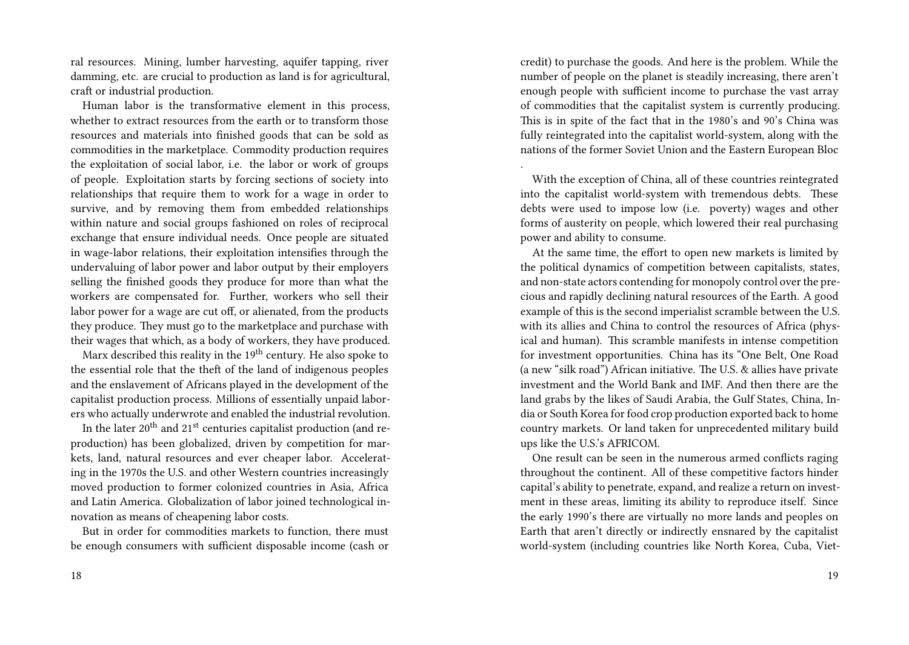ral resources. Mining, lumber harvesting, aquifer tapping, river damming, etc. are crucial to production as land is for agricultural, craft or industrial production.

Human labor is the transformative element in this process, whether to extract resources from the earth or to transform those resources and materials into finished goods that can be sold as commodities in the marketplace. Commodity production requires the exploitation of social labor, i.e. the labor or work of groups of people. Exploitation starts by forcing sections of society into relationships that require them to work for a wage in order to survive, and by removing them from embedded relationships within nature and social groups fashioned on roles of reciprocal exchange that ensure individual needs. Once people are situated in wage-labor relations, their exploitation intensifies through the undervaluing of labor power and labor output by their employers selling the finished goods they produce for more than what the workers are compensated for. Further, workers who sell their labor power for a wage are cut off, or alienated, from the products they produce. They must go to the marketplace and purchase with their wages that which, as a body of workers, they have produced.

Marx described this reality in the 19th century. He also spoke to the essential role that the theft of the land of indigenous peoples and the enslavement of Africans played in the development of the capitalist production process. Millions of essentially unpaid laborers who actually underwrote and enabled the industrial revolution.

In the later 20th and 21st centuries capitalist production (and reproduction) has been globalized, driven by competition for markets, land, natural resources and ever cheaper labor. Accelerating in the 1970s the U.S. and other Western countries increasingly moved production to former colonized countries in Asia, Africa and Latin America. Globalization of labor joined technological innovation as means of cheapening labor costs.

But in order for commodities markets to function, there must be enough consumers with sufficient disposable income (cash or credit) to purchase the goods. And here is the problem. While the number of people on the planet is steadily increasing, there aren't enough people with sufficient income to purchase the vast array of commodities that the capitalist system is currently producing. This is in spite of the fact that in the 1980's and 90's China was fully reintegrated into the capitalist world-system, along with the nations of the former Soviet Union and the Eastern European Bloc

.

With the exception of China, all of these countries reintegrated into the capitalist world-system with tremendous debts. These debts were used to impose low (i.e. poverty) wages and other forms of austerity on people, which lowered their real purchasing power and ability to consume.

At the same time, the effort to open new markets is limited by the political dynamics of competition between capitalists, states, and non-state actors contending for monopoly control over the precious and rapidly declining natural resources of the Earth. A good example of this is the second imperialist scramble between the U.S. with its allies and China to control the resources of Africa (physical and human). This scramble manifests in intense competition for investment opportunities. China has its "One Belt, One Road (a new "silk road") African initiative. The U.S. & allies have private investment and the World Bank and IMF. And then there are the land grabs by the likes of Saudi Arabia, the Gulf States, China, India or South Korea for food crop production exported back to home country markets. Or land taken for unprecedented military build ups like the U.S.'s AFRICOM.

One result can be seen in the numerous armed conflicts raging throughout the continent. All of these competitive factors hinder capital's ability to penetrate, expand, and realize a return on investment in these areas, limiting its ability to reproduce itself. Since the early 1990's there are virtually no more lands and peoples on Earth that aren't directly or indirectly ensnared by the capitalist world-system (including countries like North Korea, Cuba, Viet-